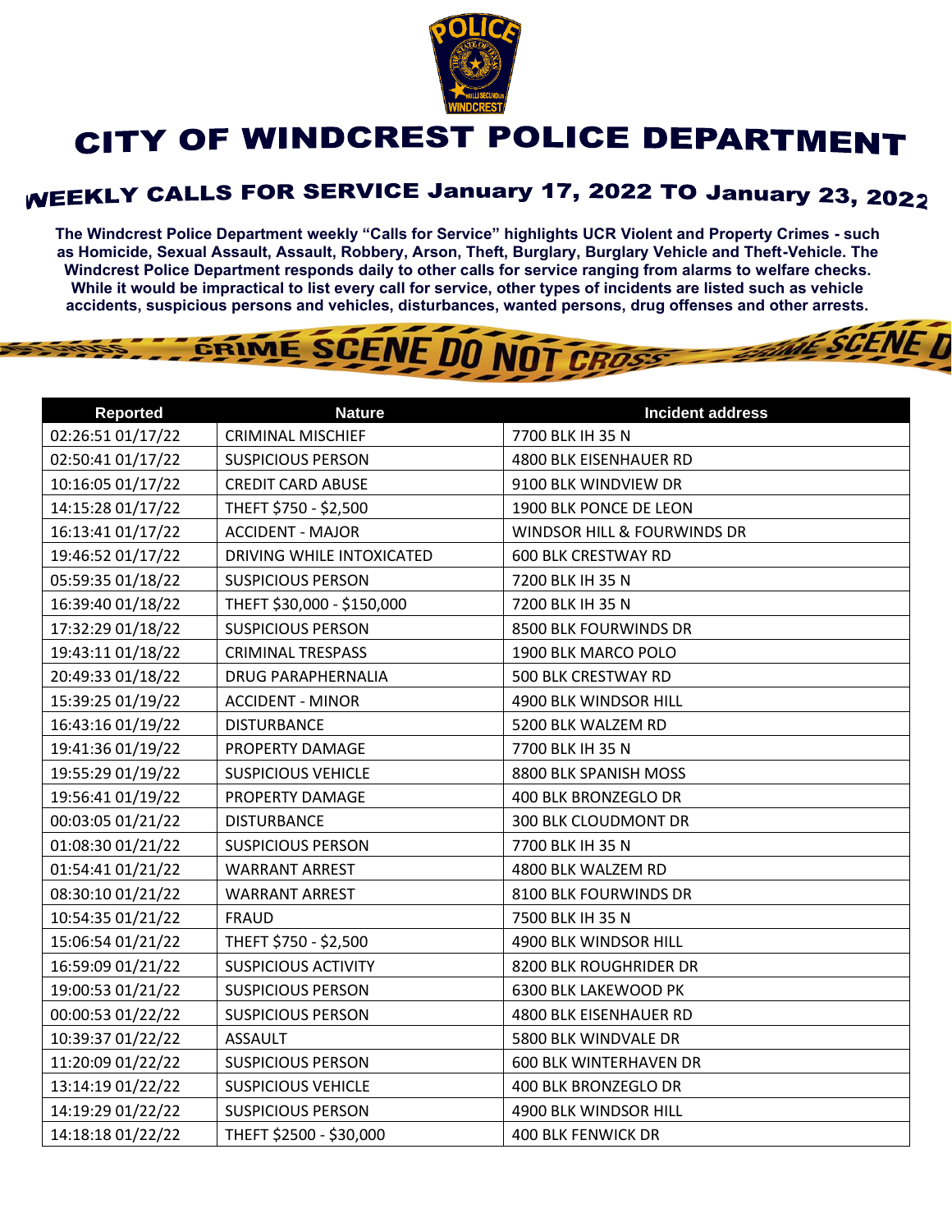# CITY OF WINDCREST POLICE DEPARTMENT

## WEEKLY CALLS FOR SERVICE January 17, 2022 TO January 23, 2022

**The Windcrest Police Department weekly "Calls for Service" highlights UCR Violent and Property Crimes - such as Homicide, Sexual Assault, Assault, Robbery, Arson, Theft, Burglary, Burglary Vehicle and Theft-Vehicle. The Windcrest Police Department responds daily to other calls for service ranging from alarms to welfare checks. While it would be impractical to list every call for service, other types of incidents are listed such as vehicle accidents, suspicious persons and vehicles, disturbances, wanted persons, drug offenses and other arrests.**

| Reported | Nature | Incident address |
|---|---|---|
| 02:26:51 01/17/22 | CRIMINAL MISCHIEF | 7700 BLK IH 35 N |
| 02:50:41 01/17/22 | SUSPICIOUS PERSON | 4800 BLK EISENHAUER RD |
| 10:16:05 01/17/22 | CREDIT CARD ABUSE | 9100 BLK WINDVIEW DR |
| 14:15:28 01/17/22 | THEFT $750 - $2,500 | 1900 BLK PONCE DE LEON |
| 16:13:41 01/17/22 | ACCIDENT - MAJOR | WINDSOR HILL & FOURWINDS DR |
| 19:46:52 01/17/22 | DRIVING WHILE INTOXICATED | 600 BLK CRESTWAY RD |
| 05:59:35 01/18/22 | SUSPICIOUS PERSON | 7200 BLK IH 35 N |
| 16:39:40 01/18/22 | THEFT $30,000 - $150,000 | 7200 BLK IH 35 N |
| 17:32:29 01/18/22 | SUSPICIOUS PERSON | 8500 BLK FOURWINDS DR |
| 19:43:11 01/18/22 | CRIMINAL TRESPASS | 1900 BLK MARCO POLO |
| 20:49:33 01/18/22 | DRUG PARAPHERNALIA | 500 BLK CRESTWAY RD |
| 15:39:25 01/19/22 | ACCIDENT - MINOR | 4900 BLK WINDSOR HILL |
| 16:43:16 01/19/22 | DISTURBANCE | 5200 BLK WALZEM RD |
| 19:41:36 01/19/22 | PROPERTY DAMAGE | 7700 BLK IH 35 N |
| 19:55:29 01/19/22 | SUSPICIOUS VEHICLE | 8800 BLK SPANISH MOSS |
| 19:56:41 01/19/22 | PROPERTY DAMAGE | 400 BLK BRONZEGLO DR |
| 00:03:05 01/21/22 | DISTURBANCE | 300 BLK CLOUDMONT DR |
| 01:08:30 01/21/22 | SUSPICIOUS PERSON | 7700 BLK IH 35 N |
| 01:54:41 01/21/22 | WARRANT ARREST | 4800 BLK WALZEM RD |
| 08:30:10 01/21/22 | WARRANT ARREST | 8100 BLK FOURWINDS DR |
| 10:54:35 01/21/22 | FRAUD | 7500 BLK IH 35 N |
| 15:06:54 01/21/22 | THEFT $750 - $2,500 | 4900 BLK WINDSOR HILL |
| 16:59:09 01/21/22 | SUSPICIOUS ACTIVITY | 8200 BLK ROUGHRIDER DR |
| 19:00:53 01/21/22 | SUSPICIOUS PERSON | 6300 BLK LAKEWOOD PK |
| 00:00:53 01/22/22 | SUSPICIOUS PERSON | 4800 BLK EISENHAUER RD |
| 10:39:37 01/22/22 | ASSAULT | 5800 BLK WINDVALE DR |
| 11:20:09 01/22/22 | SUSPICIOUS PERSON | 600 BLK WINTERHAVEN DR |
| 13:14:19 01/22/22 | SUSPICIOUS VEHICLE | 400 BLK BRONZEGLO DR |
| 14:19:29 01/22/22 | SUSPICIOUS PERSON | 4900 BLK WINDSOR HILL |
| 14:18:18 01/22/22 | THEFT $2500 - $30,000 | 400 BLK FENWICK DR |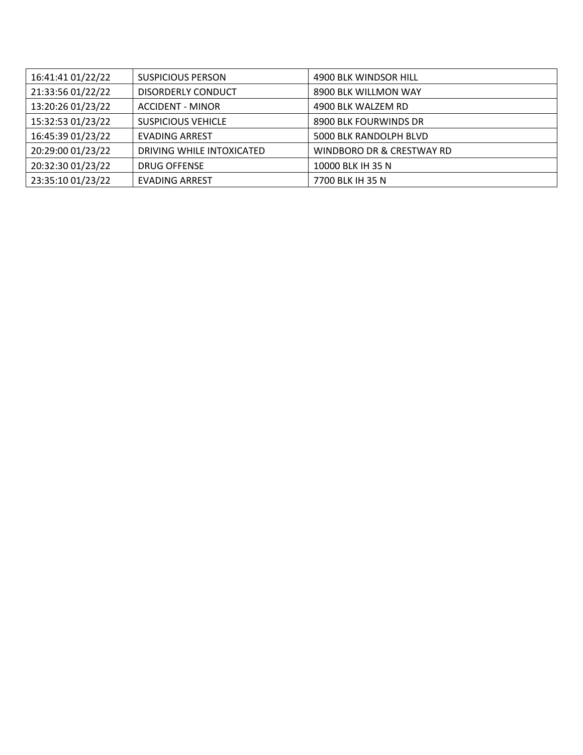| | | |
|---|---|---|
| 16:41:41 01/22/22 | SUSPICIOUS PERSON | 4900 BLK WINDSOR HILL |
| 21:33:56 01/22/22 | DISORDERLY CONDUCT | 8900 BLK WILLMON WAY |
| 13:20:26 01/23/22 | ACCIDENT - MINOR | 4900 BLK WALZEM RD |
| 15:32:53 01/23/22 | SUSPICIOUS VEHICLE | 8900 BLK FOURWINDS DR |
| 16:45:39 01/23/22 | EVADING ARREST | 5000 BLK RANDOLPH BLVD |
| 20:29:00 01/23/22 | DRIVING WHILE INTOXICATED | WINDBORO DR & CRESTWAY RD |
| 20:32:30 01/23/22 | DRUG OFFENSE | 10000 BLK IH 35 N |
| 23:35:10 01/23/22 | EVADING ARREST | 7700 BLK IH 35 N |